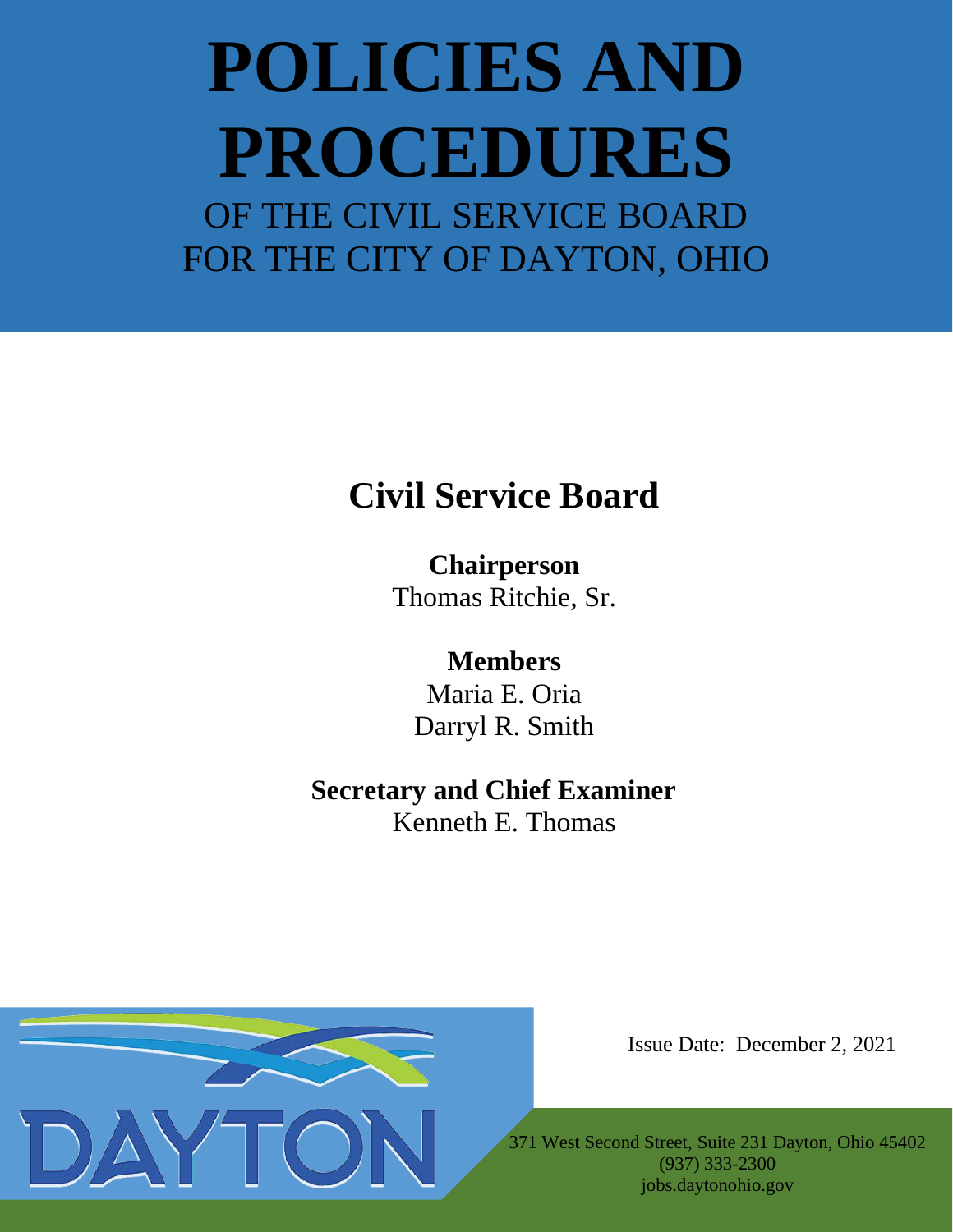# POLICIES AND PROCEDURES

OF THE CIVIL SERVICE BOARD
FOR THE CITY OF DAYTON, OHIO

## Civil Service Board

**Chairperson**
Thomas Ritchie, Sr.

**Members**
Maria E. Oria
Darryl R. Smith

**Secretary and Chief Examiner**
Kenneth E. Thomas

DAYTON

Issue Date: December 2, 2021

371 West Second Street, Suite 231 Dayton, Ohio 45402
(937) 333-2300
jobs.daytonohio.gov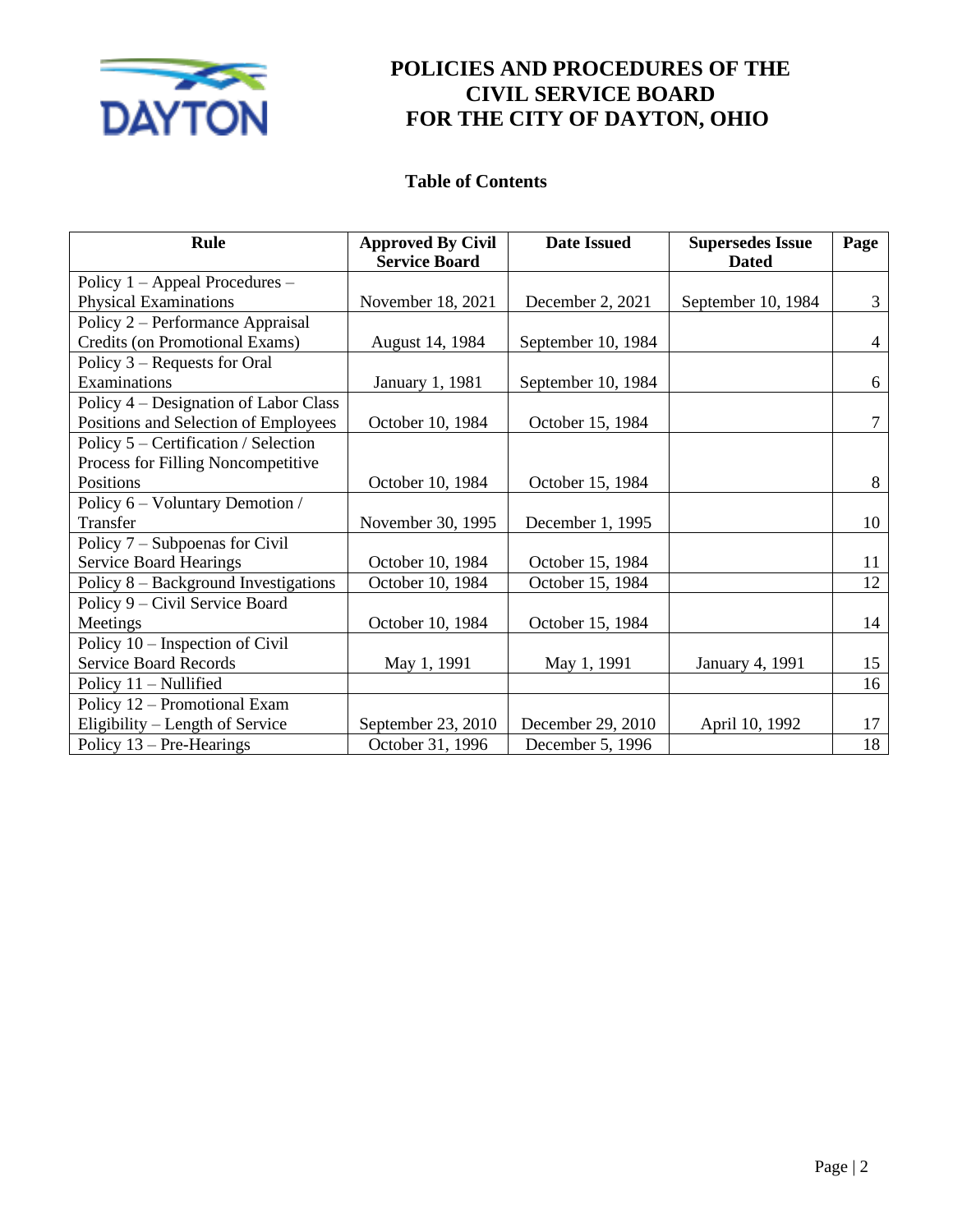# POLICIES AND PROCEDURES OF THE CIVIL SERVICE BOARD FOR THE CITY OF DAYTON, OHIO

## Table of Contents

| Rule | Approved By Civil Service Board | Date Issued | Supersedes Issue Dated | Page |
|---|---|---|---|---|
| Policy 1 – Appeal Procedures – Physical Examinations | November 18, 2021 | December 2, 2021 | September 10, 1984 | 3 |
| Policy 2 – Performance Appraisal Credits (on Promotional Exams) | August 14, 1984 | September 10, 1984 | | 4 |
| Policy 3 – Requests for Oral Examinations | January 1, 1981 | September 10, 1984 | | 6 |
| Policy 4 – Designation of Labor Class Positions and Selection of Employees | October 10, 1984 | October 15, 1984 | | 7 |
| Policy 5 – Certification / Selection Process for Filling Noncompetitive Positions | October 10, 1984 | October 15, 1984 | | 8 |
| Policy 6 – Voluntary Demotion / Transfer | November 30, 1995 | December 1, 1995 | | 10 |
| Policy 7 – Subpoenas for Civil Service Board Hearings | October 10, 1984 | October 15, 1984 | | 11 |
| Policy 8 – Background Investigations | October 10, 1984 | October 15, 1984 | | 12 |
| Policy 9 – Civil Service Board Meetings | October 10, 1984 | October 15, 1984 | | 14 |
| Policy 10 – Inspection of Civil Service Board Records | May 1, 1991 | May 1, 1991 | January 4, 1991 | 15 |
| Policy 11 – Nullified | | | | 16 |
| Policy 12 – Promotional Exam Eligibility – Length of Service | September 23, 2010 | December 29, 2010 | April 10, 1992 | 17 |
| Policy 13 – Pre-Hearings | October 31, 1996 | December 5, 1996 | | 18 |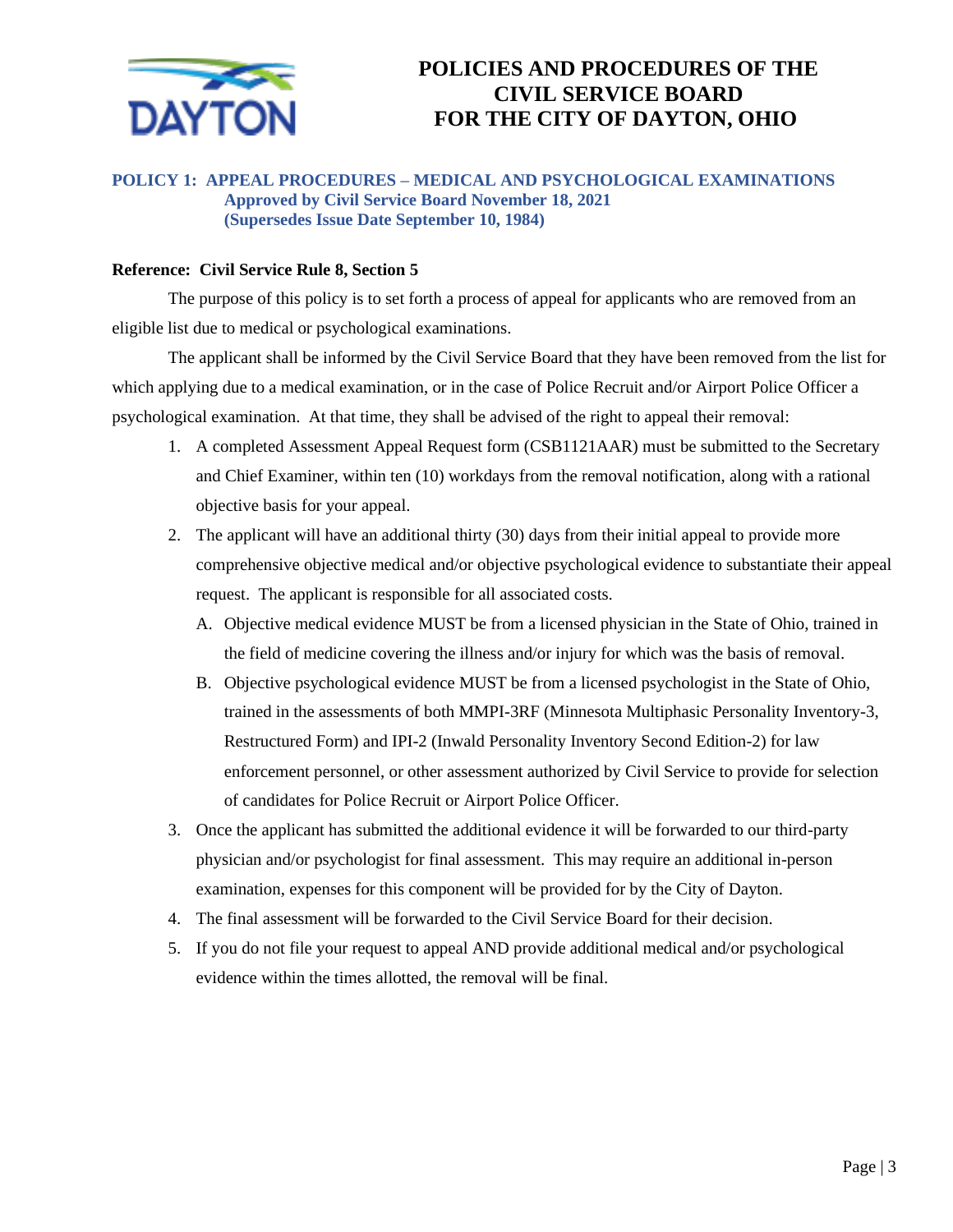# POLICIES AND PROCEDURES OF THE CIVIL SERVICE BOARD FOR THE CITY OF DAYTON, OHIO

## POLICY 1: APPEAL PROCEDURES – MEDICAL AND PSYCHOLOGICAL EXAMINATIONS

**Approved by Civil Service Board November 18, 2021**
**(Supersedes Issue Date September 10, 1984)**

**Reference: Civil Service Rule 8, Section 5**

The purpose of this policy is to set forth a process of appeal for applicants who are removed from an eligible list due to medical or psychological examinations.

The applicant shall be informed by the Civil Service Board that they have been removed from the list for which applying due to a medical examination, or in the case of Police Recruit and/or Airport Police Officer a psychological examination. At that time, they shall be advised of the right to appeal their removal:

1. A completed Assessment Appeal Request form (CSB1121AAR) must be submitted to the Secretary and Chief Examiner, within ten (10) workdays from the removal notification, along with a rational objective basis for your appeal.
2. The applicant will have an additional thirty (30) days from their initial appeal to provide more comprehensive objective medical and/or objective psychological evidence to substantiate their appeal request. The applicant is responsible for all associated costs.
   - A. Objective medical evidence MUST be from a licensed physician in the State of Ohio, trained in the field of medicine covering the illness and/or injury for which was the basis of removal.
   - B. Objective psychological evidence MUST be from a licensed psychologist in the State of Ohio, trained in the assessments of both MMPI-3RF (Minnesota Multiphasic Personality Inventory-3, Restructured Form) and IPI-2 (Inwald Personality Inventory Second Edition-2) for law enforcement personnel, or other assessment authorized by Civil Service to provide for selection of candidates for Police Recruit or Airport Police Officer.
3. Once the applicant has submitted the additional evidence it will be forwarded to our third-party physician and/or psychologist for final assessment. This may require an additional in-person examination, expenses for this component will be provided for by the City of Dayton.
4. The final assessment will be forwarded to the Civil Service Board for their decision.
5. If you do not file your request to appeal AND provide additional medical and/or psychological evidence within the times allotted, the removal will be final.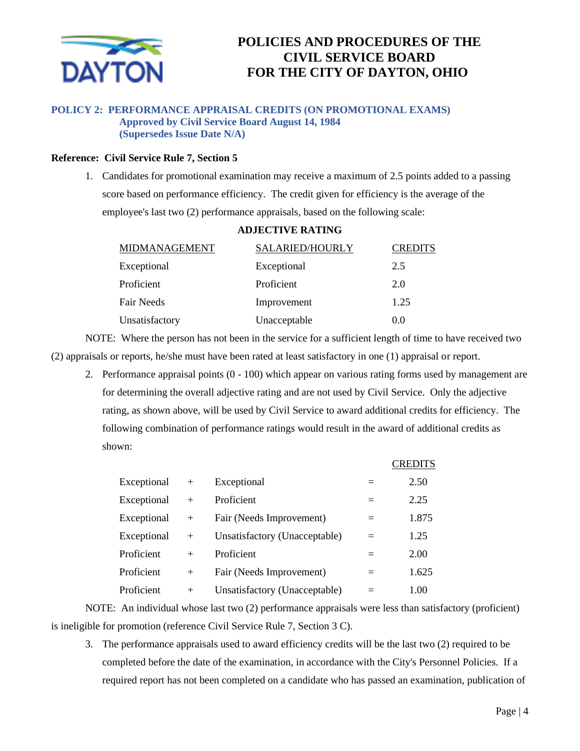# POLICIES AND PROCEDURES OF THE CIVIL SERVICE BOARD FOR THE CITY OF DAYTON, OHIO

## POLICY 2: PERFORMANCE APPRAISAL CREDITS (ON PROMOTIONAL EXAMS)
**Approved by Civil Service Board August 14, 1984**
**(Supersedes Issue Date N/A)**

**Reference: Civil Service Rule 7, Section 5**

1. Candidates for promotional examination may receive a maximum of 2.5 points added to a passing score based on performance efficiency. The credit given for efficiency is the average of the employee's last two (2) performance appraisals, based on the following scale:

**ADJECTIVE RATING**

| MIDMANAGEMENT | SALARIED/HOURLY | CREDITS |
|---|---|---|
| Exceptional | Exceptional | 2.5 |
| Proficient | Proficient | 2.0 |
| Fair Needs | Improvement | 1.25 |
| Unsatisfactory | Unacceptable | 0.0 |

NOTE: Where the person has not been in the service for a sufficient length of time to have received two (2) appraisals or reports, he/she must have been rated at least satisfactory in one (1) appraisal or report.

2. Performance appraisal points (0 - 100) which appear on various rating forms used by management are for determining the overall adjective rating and are not used by Civil Service. Only the adjective rating, as shown above, will be used by Civil Service to award additional credits for efficiency. The following combination of performance ratings would result in the award of additional credits as shown:

| | | | | CREDITS |
|---|---|---|---|---|
| Exceptional | + | Exceptional | = | 2.50 |
| Exceptional | + | Proficient | = | 2.25 |
| Exceptional | + | Fair (Needs Improvement) | = | 1.875 |
| Exceptional | + | Unsatisfactory (Unacceptable) | = | 1.25 |
| Proficient | + | Proficient | = | 2.00 |
| Proficient | + | Fair (Needs Improvement) | = | 1.625 |
| Proficient | + | Unsatisfactory (Unacceptable) | = | 1.00 |

NOTE: An individual whose last two (2) performance appraisals were less than satisfactory (proficient) is ineligible for promotion (reference Civil Service Rule 7, Section 3 C).

3. The performance appraisals used to award efficiency credits will be the last two (2) required to be completed before the date of the examination, in accordance with the City's Personnel Policies. If a required report has not been completed on a candidate who has passed an examination, publication of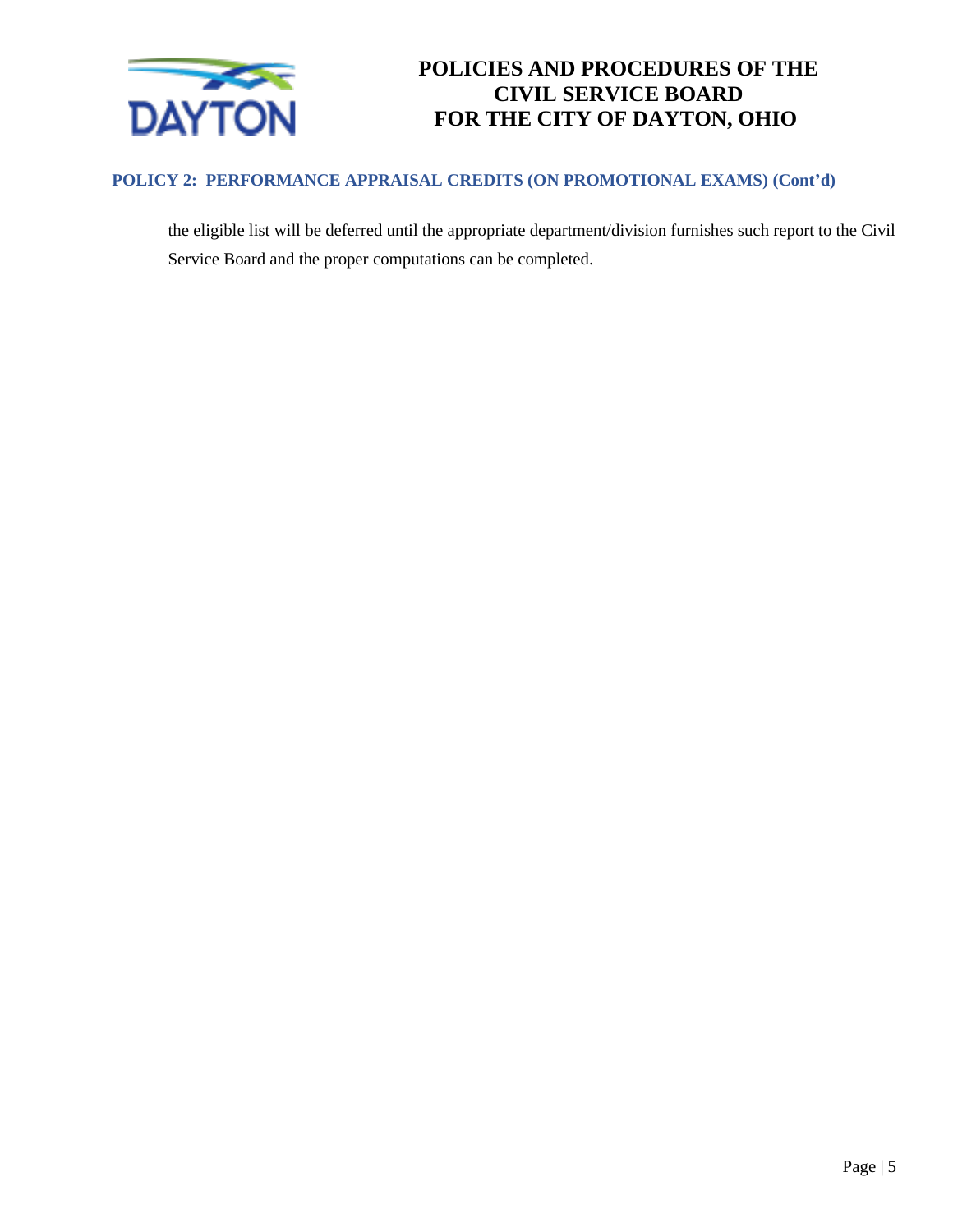### POLICY 2: PERFORMANCE APPRAISAL CREDITS (ON PROMOTIONAL EXAMS) (Cont'd)

the eligible list will be deferred until the appropriate department/division furnishes such report to the Civil Service Board and the proper computations can be completed.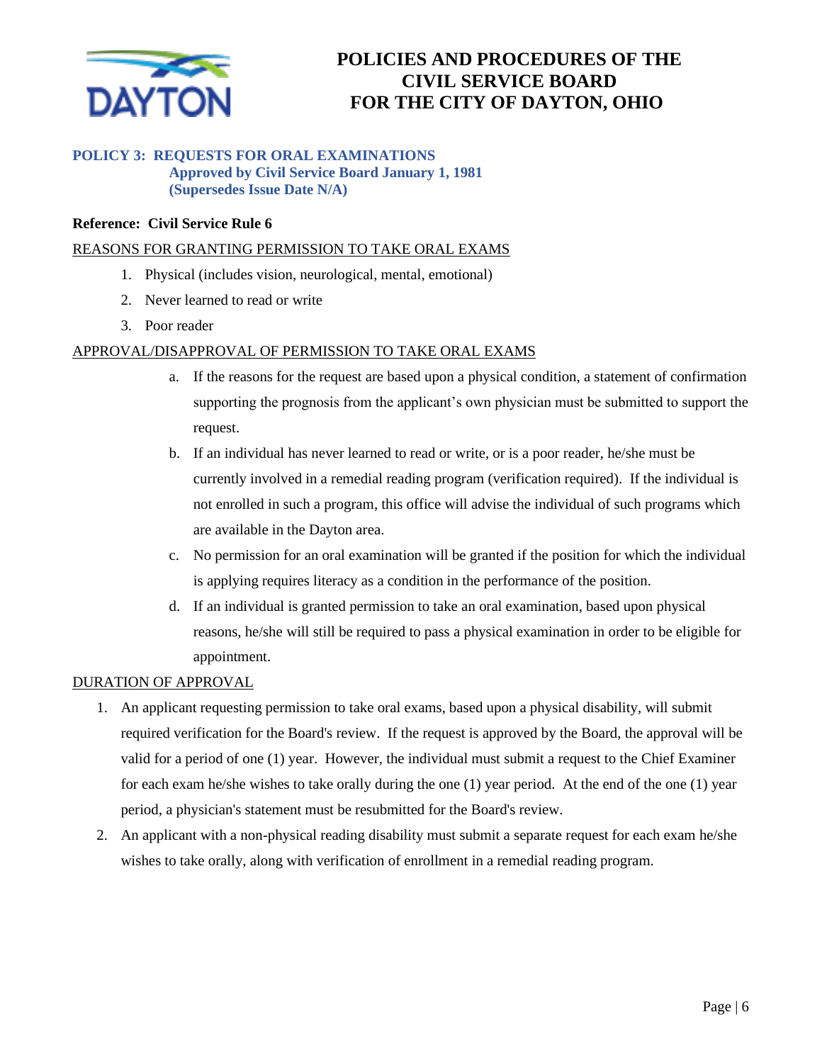# POLICIES AND PROCEDURES OF THE CIVIL SERVICE BOARD FOR THE CITY OF DAYTON, OHIO

## POLICY 3: REQUESTS FOR ORAL EXAMINATIONS

**Approved by Civil Service Board January 1, 1981**
**(Supersedes Issue Date N/A)**

**Reference: Civil Service Rule 6**

REASONS FOR GRANTING PERMISSION TO TAKE ORAL EXAMS

1. Physical (includes vision, neurological, mental, emotional)
2. Never learned to read or write
3. Poor reader

APPROVAL/DISAPPROVAL OF PERMISSION TO TAKE ORAL EXAMS

a. If the reasons for the request are based upon a physical condition, a statement of confirmation supporting the prognosis from the applicant's own physician must be submitted to support the request.

b. If an individual has never learned to read or write, or is a poor reader, he/she must be currently involved in a remedial reading program (verification required). If the individual is not enrolled in such a program, this office will advise the individual of such programs which are available in the Dayton area.

c. No permission for an oral examination will be granted if the position for which the individual is applying requires literacy as a condition in the performance of the position.

d. If an individual is granted permission to take an oral examination, based upon physical reasons, he/she will still be required to pass a physical examination in order to be eligible for appointment.

DURATION OF APPROVAL

1. An applicant requesting permission to take oral exams, based upon a physical disability, will submit required verification for the Board's review. If the request is approved by the Board, the approval will be valid for a period of one (1) year. However, the individual must submit a request to the Chief Examiner for each exam he/she wishes to take orally during the one (1) year period. At the end of the one (1) year period, a physician's statement must be resubmitted for the Board's review.
2. An applicant with a non-physical reading disability must submit a separate request for each exam he/she wishes to take orally, along with verification of enrollment in a remedial reading program.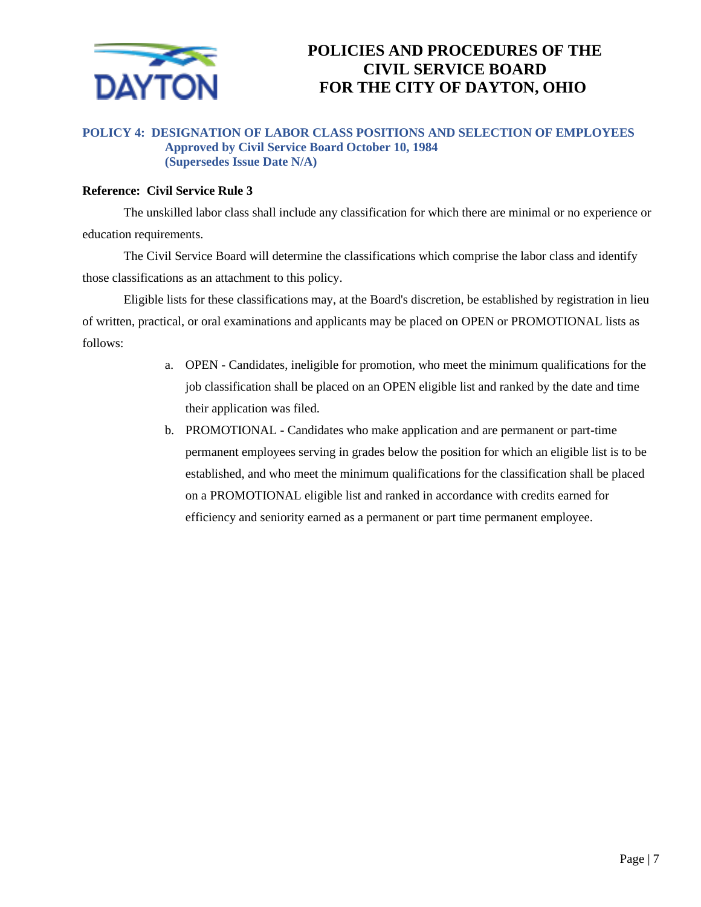# POLICIES AND PROCEDURES OF THE CIVIL SERVICE BOARD FOR THE CITY OF DAYTON, OHIO

## POLICY 4: DESIGNATION OF LABOR CLASS POSITIONS AND SELECTION OF EMPLOYEES

**Approved by Civil Service Board October 10, 1984**
**(Supersedes Issue Date N/A)**

**Reference: Civil Service Rule 3**

The unskilled labor class shall include any classification for which there are minimal or no experience or education requirements.

The Civil Service Board will determine the classifications which comprise the labor class and identify those classifications as an attachment to this policy.

Eligible lists for these classifications may, at the Board's discretion, be established by registration in lieu of written, practical, or oral examinations and applicants may be placed on OPEN or PROMOTIONAL lists as follows:

a. OPEN - Candidates, ineligible for promotion, who meet the minimum qualifications for the job classification shall be placed on an OPEN eligible list and ranked by the date and time their application was filed.

b. PROMOTIONAL - Candidates who make application and are permanent or part-time permanent employees serving in grades below the position for which an eligible list is to be established, and who meet the minimum qualifications for the classification shall be placed on a PROMOTIONAL eligible list and ranked in accordance with credits earned for efficiency and seniority earned as a permanent or part time permanent employee.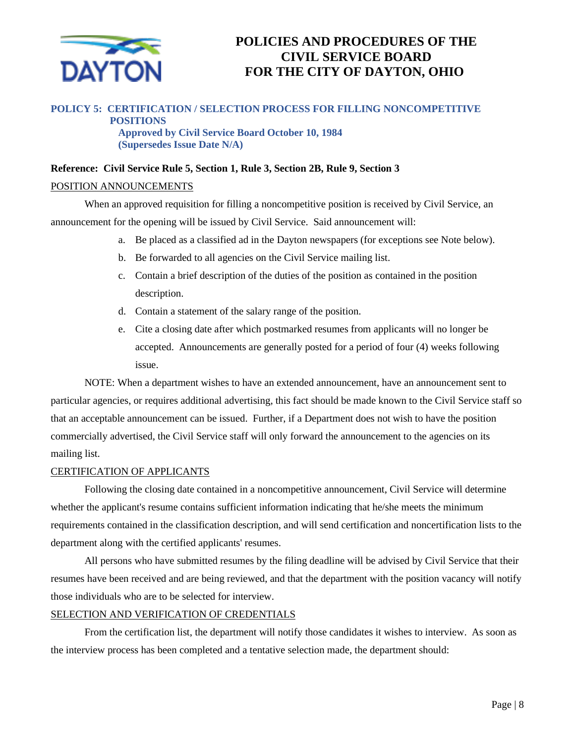# POLICIES AND PROCEDURES OF THE CIVIL SERVICE BOARD FOR THE CITY OF DAYTON, OHIO

## POLICY 5: CERTIFICATION / SELECTION PROCESS FOR FILLING NONCOMPETITIVE POSITIONS

**Approved by Civil Service Board October 10, 1984**
**(Supersedes Issue Date N/A)**

**Reference: Civil Service Rule 5, Section 1, Rule 3, Section 2B, Rule 9, Section 3**

### POSITION ANNOUNCEMENTS

When an approved requisition for filling a noncompetitive position is received by Civil Service, an announcement for the opening will be issued by Civil Service. Said announcement will:

a. Be placed as a classified ad in the Dayton newspapers (for exceptions see Note below).

b. Be forwarded to all agencies on the Civil Service mailing list.

c. Contain a brief description of the duties of the position as contained in the position description.

d. Contain a statement of the salary range of the position.

e. Cite a closing date after which postmarked resumes from applicants will no longer be accepted. Announcements are generally posted for a period of four (4) weeks following issue.

NOTE: When a department wishes to have an extended announcement, have an announcement sent to particular agencies, or requires additional advertising, this fact should be made known to the Civil Service staff so that an acceptable announcement can be issued. Further, if a Department does not wish to have the position commercially advertised, the Civil Service staff will only forward the announcement to the agencies on its mailing list.

### CERTIFICATION OF APPLICANTS

Following the closing date contained in a noncompetitive announcement, Civil Service will determine whether the applicant's resume contains sufficient information indicating that he/she meets the minimum requirements contained in the classification description, and will send certification and noncertification lists to the department along with the certified applicants' resumes.

All persons who have submitted resumes by the filing deadline will be advised by Civil Service that their resumes have been received and are being reviewed, and that the department with the position vacancy will notify those individuals who are to be selected for interview.

### SELECTION AND VERIFICATION OF CREDENTIALS

From the certification list, the department will notify those candidates it wishes to interview. As soon as the interview process has been completed and a tentative selection made, the department should: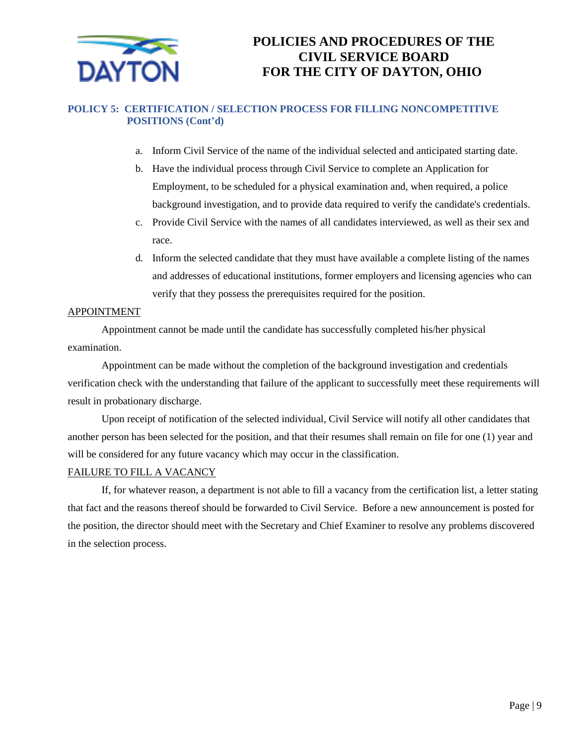## POLICY 5: CERTIFICATION / SELECTION PROCESS FOR FILLING NONCOMPETITIVE POSITIONS (Cont'd)

a. Inform Civil Service of the name of the individual selected and anticipated starting date.
b. Have the individual process through Civil Service to complete an Application for Employment, to be scheduled for a physical examination and, when required, a police background investigation, and to provide data required to verify the candidate's credentials.
c. Provide Civil Service with the names of all candidates interviewed, as well as their sex and race.
d. Inform the selected candidate that they must have available a complete listing of the names and addresses of educational institutions, former employers and licensing agencies who can verify that they possess the prerequisites required for the position.

APPOINTMENT

Appointment cannot be made until the candidate has successfully completed his/her physical examination.

Appointment can be made without the completion of the background investigation and credentials verification check with the understanding that failure of the applicant to successfully meet these requirements will result in probationary discharge.

Upon receipt of notification of the selected individual, Civil Service will notify all other candidates that another person has been selected for the position, and that their resumes shall remain on file for one (1) year and will be considered for any future vacancy which may occur in the classification.

FAILURE TO FILL A VACANCY

If, for whatever reason, a department is not able to fill a vacancy from the certification list, a letter stating that fact and the reasons thereof should be forwarded to Civil Service. Before a new announcement is posted for the position, the director should meet with the Secretary and Chief Examiner to resolve any problems discovered in the selection process.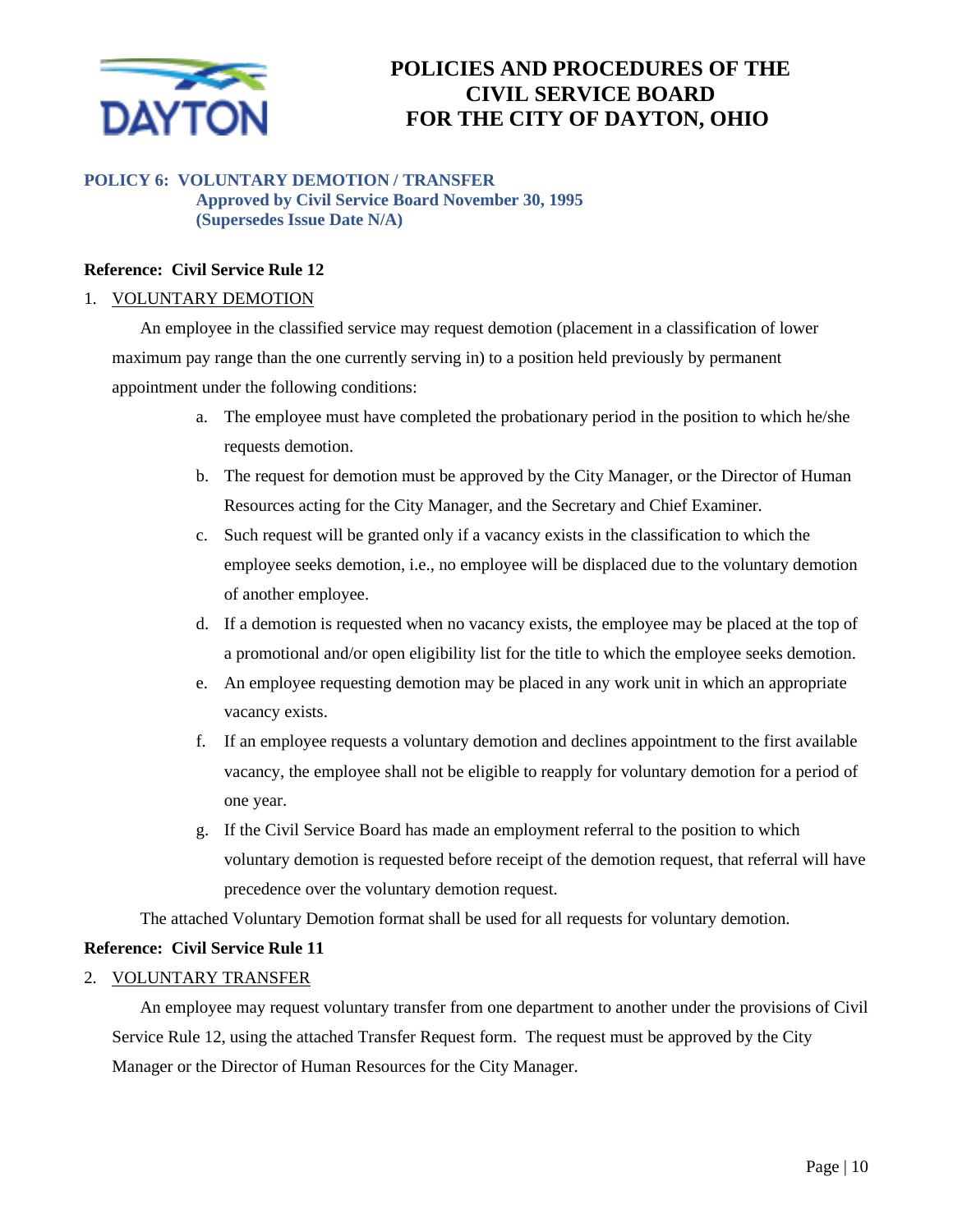# POLICIES AND PROCEDURES OF THE CIVIL SERVICE BOARD FOR THE CITY OF DAYTON, OHIO

## POLICY 6: VOLUNTARY DEMOTION / TRANSFER

**Approved by Civil Service Board November 30, 1995**
**(Supersedes Issue Date N/A)**

**Reference: Civil Service Rule 12**

1. VOLUNTARY DEMOTION

An employee in the classified service may request demotion (placement in a classification of lower maximum pay range than the one currently serving in) to a position held previously by permanent appointment under the following conditions:

a. The employee must have completed the probationary period in the position to which he/she requests demotion.
b. The request for demotion must be approved by the City Manager, or the Director of Human Resources acting for the City Manager, and the Secretary and Chief Examiner.
c. Such request will be granted only if a vacancy exists in the classification to which the employee seeks demotion, i.e., no employee will be displaced due to the voluntary demotion of another employee.
d. If a demotion is requested when no vacancy exists, the employee may be placed at the top of a promotional and/or open eligibility list for the title to which the employee seeks demotion.
e. An employee requesting demotion may be placed in any work unit in which an appropriate vacancy exists.
f. If an employee requests a voluntary demotion and declines appointment to the first available vacancy, the employee shall not be eligible to reapply for voluntary demotion for a period of one year.
g. If the Civil Service Board has made an employment referral to the position to which voluntary demotion is requested before receipt of the demotion request, that referral will have precedence over the voluntary demotion request.

The attached Voluntary Demotion format shall be used for all requests for voluntary demotion.

**Reference: Civil Service Rule 11**

2. VOLUNTARY TRANSFER

An employee may request voluntary transfer from one department to another under the provisions of Civil Service Rule 12, using the attached Transfer Request form. The request must be approved by the City Manager or the Director of Human Resources for the City Manager.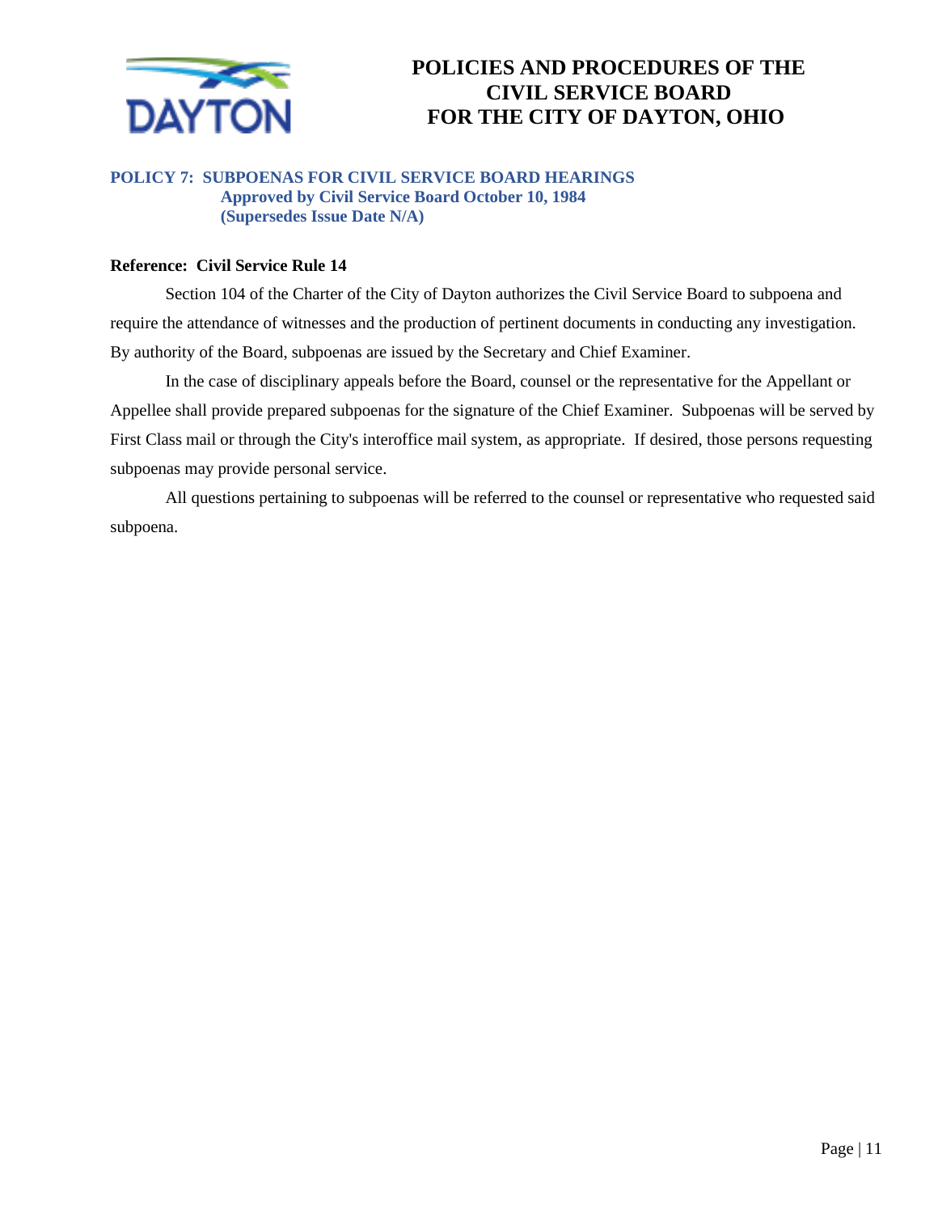## POLICY 7: SUBPOENAS FOR CIVIL SERVICE BOARD HEARINGS

**Approved by Civil Service Board October 10, 1984**
**(Supersedes Issue Date N/A)**

**Reference: Civil Service Rule 14**

Section 104 of the Charter of the City of Dayton authorizes the Civil Service Board to subpoena and require the attendance of witnesses and the production of pertinent documents in conducting any investigation. By authority of the Board, subpoenas are issued by the Secretary and Chief Examiner.

In the case of disciplinary appeals before the Board, counsel or the representative for the Appellant or Appellee shall provide prepared subpoenas for the signature of the Chief Examiner. Subpoenas will be served by First Class mail or through the City's interoffice mail system, as appropriate. If desired, those persons requesting subpoenas may provide personal service.

All questions pertaining to subpoenas will be referred to the counsel or representative who requested said subpoena.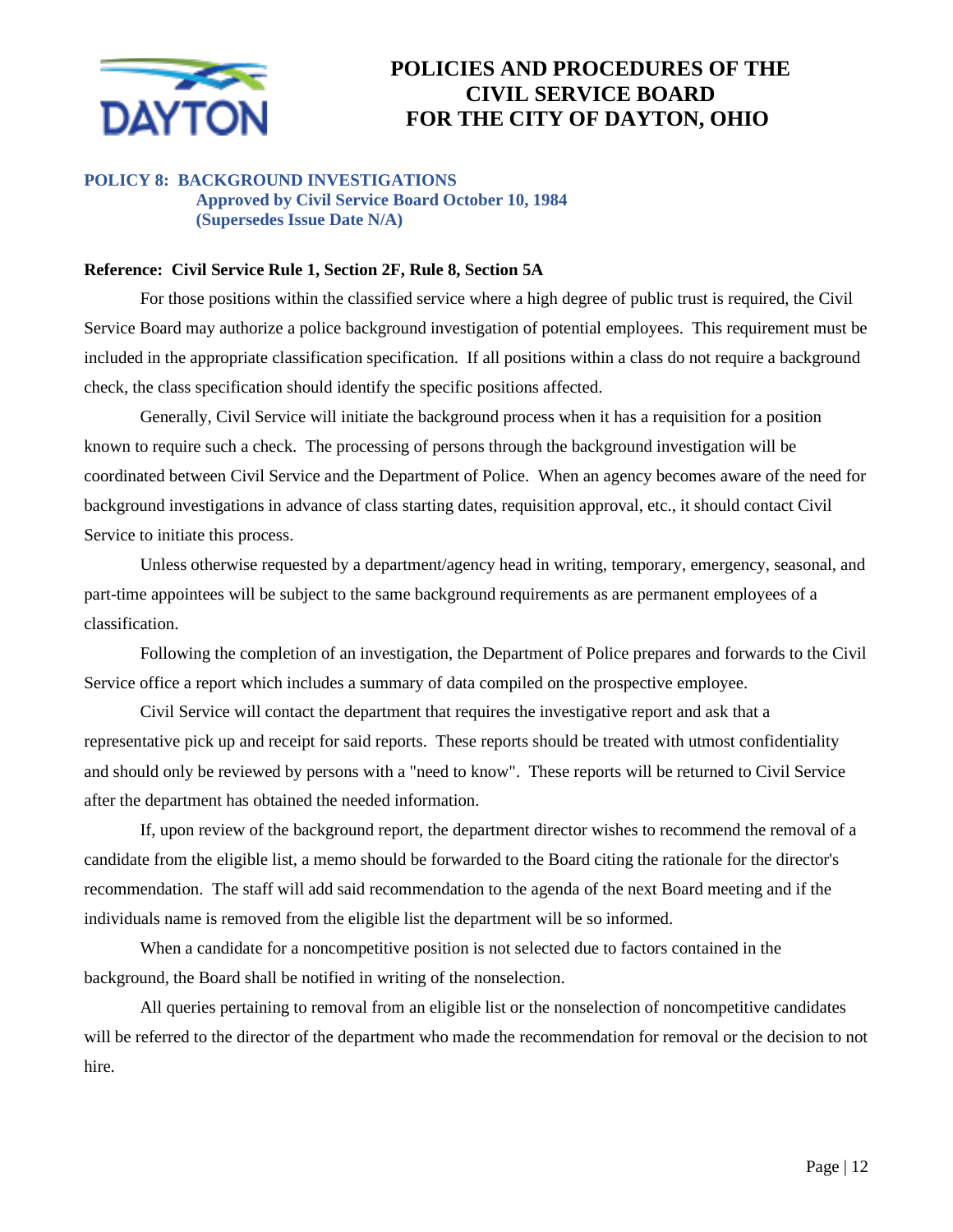## POLICY 8: BACKGROUND INVESTIGATIONS

**Approved by Civil Service Board October 10, 1984**
**(Supersedes Issue Date N/A)**

**Reference: Civil Service Rule 1, Section 2F, Rule 8, Section 5A**

For those positions within the classified service where a high degree of public trust is required, the Civil Service Board may authorize a police background investigation of potential employees. This requirement must be included in the appropriate classification specification. If all positions within a class do not require a background check, the class specification should identify the specific positions affected.

Generally, Civil Service will initiate the background process when it has a requisition for a position known to require such a check. The processing of persons through the background investigation will be coordinated between Civil Service and the Department of Police. When an agency becomes aware of the need for background investigations in advance of class starting dates, requisition approval, etc., it should contact Civil Service to initiate this process.

Unless otherwise requested by a department/agency head in writing, temporary, emergency, seasonal, and part-time appointees will be subject to the same background requirements as are permanent employees of a classification.

Following the completion of an investigation, the Department of Police prepares and forwards to the Civil Service office a report which includes a summary of data compiled on the prospective employee.

Civil Service will contact the department that requires the investigative report and ask that a representative pick up and receipt for said reports. These reports should be treated with utmost confidentiality and should only be reviewed by persons with a "need to know". These reports will be returned to Civil Service after the department has obtained the needed information.

If, upon review of the background report, the department director wishes to recommend the removal of a candidate from the eligible list, a memo should be forwarded to the Board citing the rationale for the director's recommendation. The staff will add said recommendation to the agenda of the next Board meeting and if the individuals name is removed from the eligible list the department will be so informed.

When a candidate for a noncompetitive position is not selected due to factors contained in the background, the Board shall be notified in writing of the nonselection.

All queries pertaining to removal from an eligible list or the nonselection of noncompetitive candidates will be referred to the director of the department who made the recommendation for removal or the decision to not hire.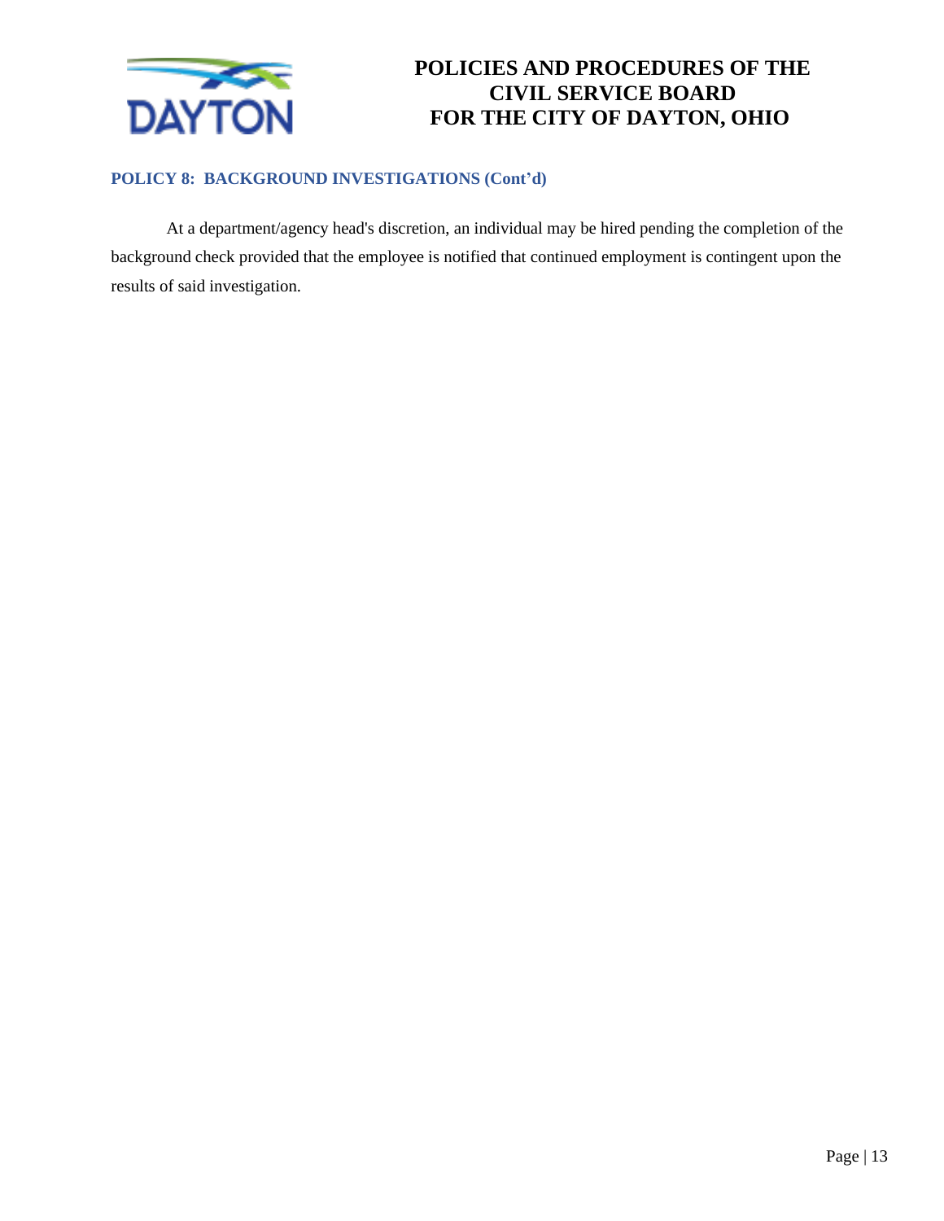### POLICY 8: BACKGROUND INVESTIGATIONS (Cont'd)

At a department/agency head's discretion, an individual may be hired pending the completion of the background check provided that the employee is notified that continued employment is contingent upon the results of said investigation.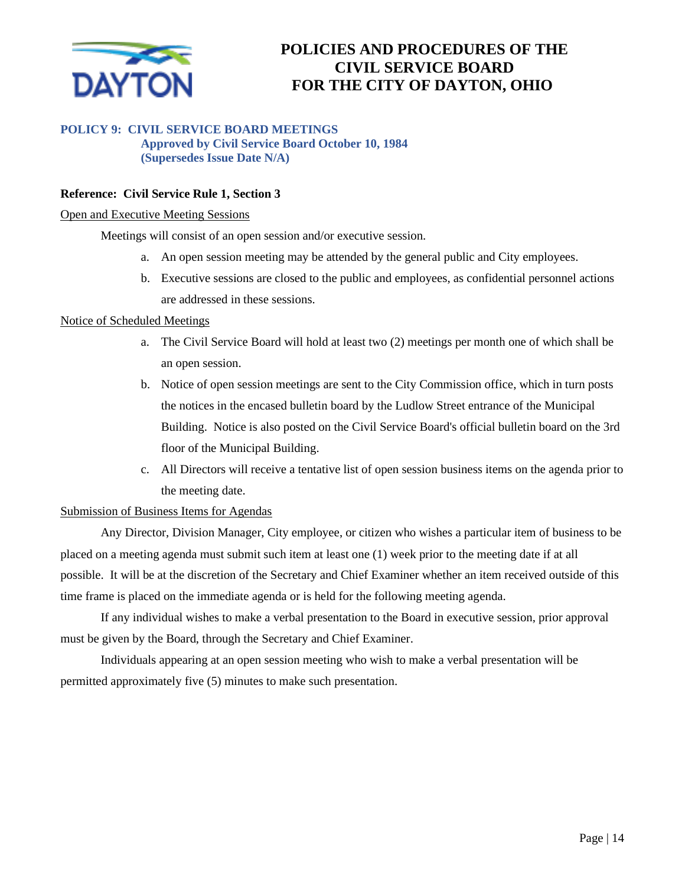## POLICY 9: CIVIL SERVICE BOARD MEETINGS

**Approved by Civil Service Board October 10, 1984**
**(Supersedes Issue Date N/A)**

**Reference: Civil Service Rule 1, Section 3**

Open and Executive Meeting Sessions

Meetings will consist of an open session and/or executive session.

a. An open session meeting may be attended by the general public and City employees.
b. Executive sessions are closed to the public and employees, as confidential personnel actions are addressed in these sessions.

Notice of Scheduled Meetings

a. The Civil Service Board will hold at least two (2) meetings per month one of which shall be an open session.
b. Notice of open session meetings are sent to the City Commission office, which in turn posts the notices in the encased bulletin board by the Ludlow Street entrance of the Municipal Building. Notice is also posted on the Civil Service Board's official bulletin board on the 3rd floor of the Municipal Building.
c. All Directors will receive a tentative list of open session business items on the agenda prior to the meeting date.

Submission of Business Items for Agendas

Any Director, Division Manager, City employee, or citizen who wishes a particular item of business to be placed on a meeting agenda must submit such item at least one (1) week prior to the meeting date if at all possible. It will be at the discretion of the Secretary and Chief Examiner whether an item received outside of this time frame is placed on the immediate agenda or is held for the following meeting agenda.

If any individual wishes to make a verbal presentation to the Board in executive session, prior approval must be given by the Board, through the Secretary and Chief Examiner.

Individuals appearing at an open session meeting who wish to make a verbal presentation will be permitted approximately five (5) minutes to make such presentation.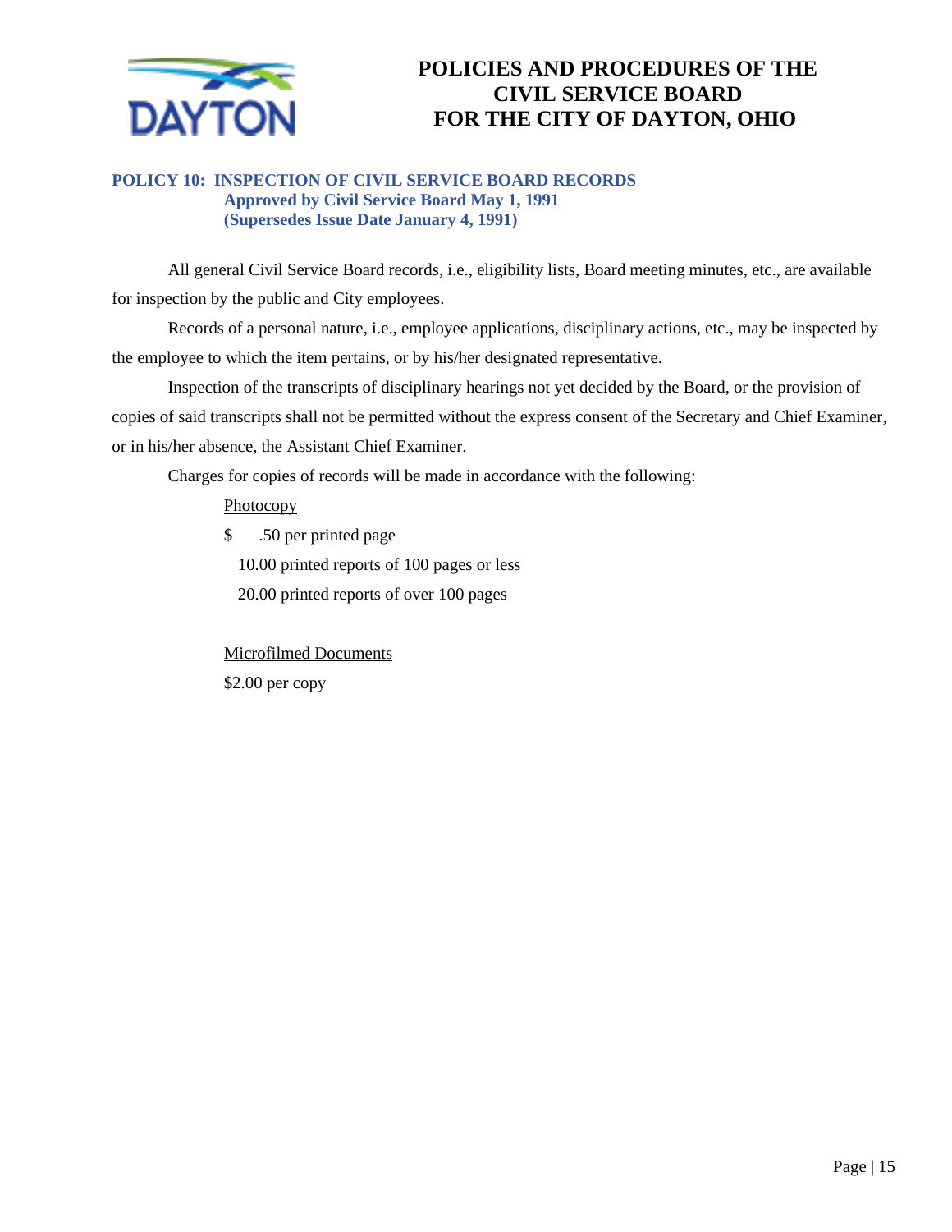# POLICIES AND PROCEDURES OF THE CIVIL SERVICE BOARD FOR THE CITY OF DAYTON, OHIO

## POLICY 10: INSPECTION OF CIVIL SERVICE BOARD RECORDS

**Approved by Civil Service Board May 1, 1991**
**(Supersedes Issue Date January 4, 1991)**

All general Civil Service Board records, i.e., eligibility lists, Board meeting minutes, etc., are available for inspection by the public and City employees.

Records of a personal nature, i.e., employee applications, disciplinary actions, etc., may be inspected by the employee to which the item pertains, or by his/her designated representative.

Inspection of the transcripts of disciplinary hearings not yet decided by the Board, or the provision of copies of said transcripts shall not be permitted without the express consent of the Secretary and Chief Examiner, or in his/her absence, the Assistant Chief Examiner.

Charges for copies of records will be made in accordance with the following:

<u>Photocopy</u>

$ .50 per printed page

10.00 printed reports of 100 pages or less

20.00 printed reports of over 100 pages

<u>Microfilmed Documents</u>

$2.00 per copy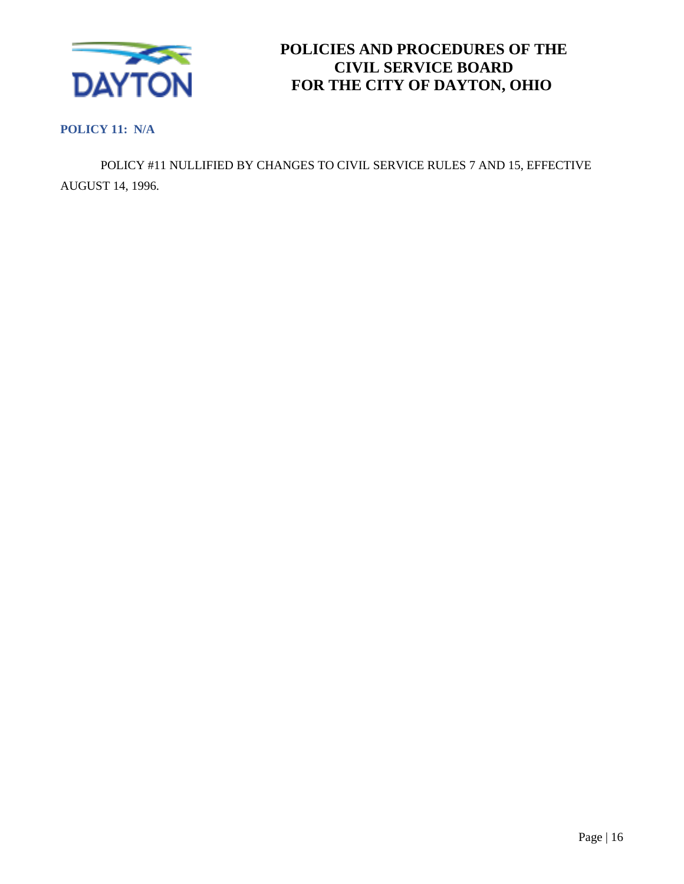## POLICY 11: N/A

POLICY #11 NULLIFIED BY CHANGES TO CIVIL SERVICE RULES 7 AND 15, EFFECTIVE AUGUST 14, 1996.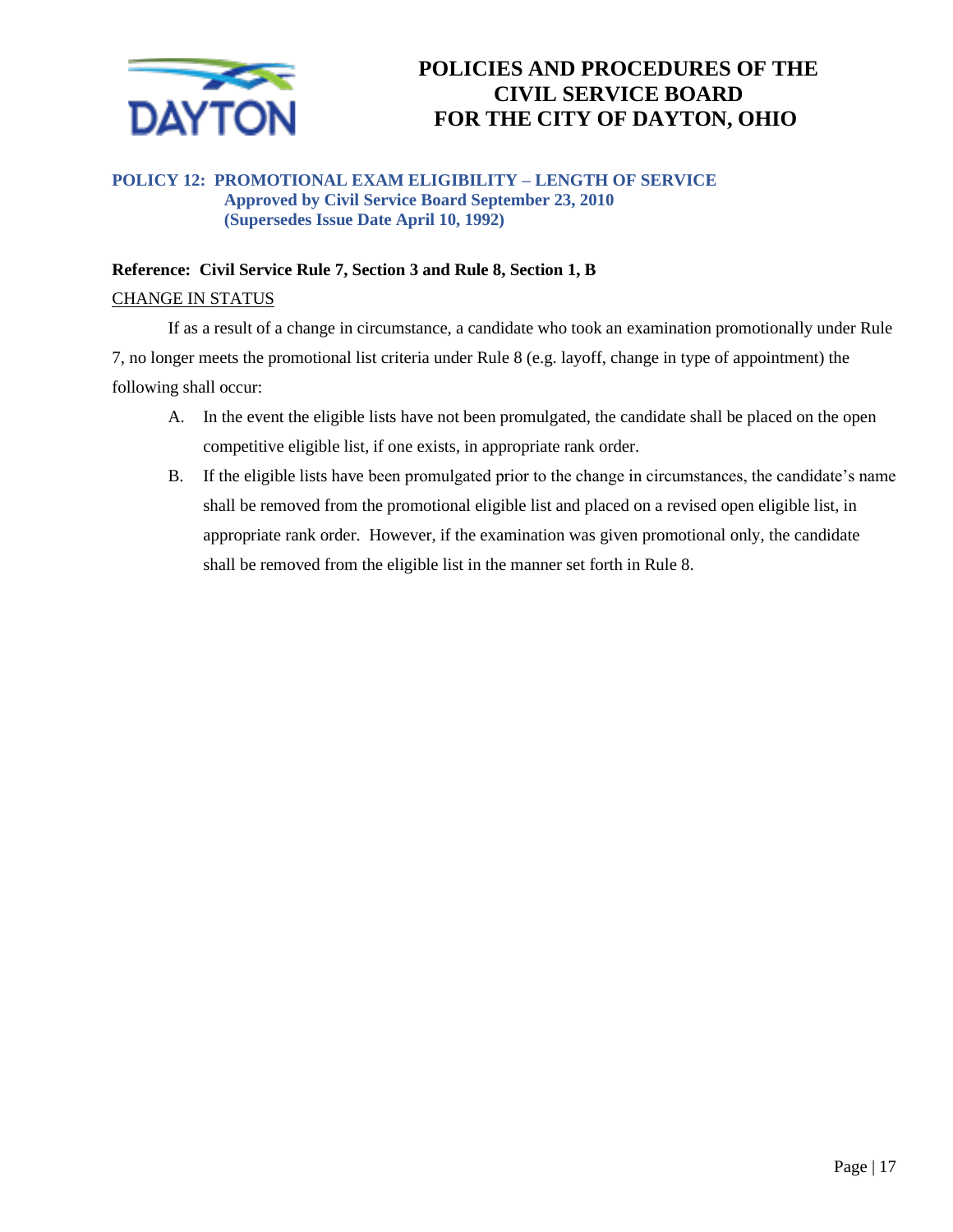# POLICIES AND PROCEDURES OF THE CIVIL SERVICE BOARD FOR THE CITY OF DAYTON, OHIO

## POLICY 12: PROMOTIONAL EXAM ELIGIBILITY – LENGTH OF SERVICE

**Approved by Civil Service Board September 23, 2010**
**(Supersedes Issue Date April 10, 1992)**

**Reference: Civil Service Rule 7, Section 3 and Rule 8, Section 1, B**

CHANGE IN STATUS

If as a result of a change in circumstance, a candidate who took an examination promotionally under Rule 7, no longer meets the promotional list criteria under Rule 8 (e.g. layoff, change in type of appointment) the following shall occur:

A. In the event the eligible lists have not been promulgated, the candidate shall be placed on the open competitive eligible list, if one exists, in appropriate rank order.

B. If the eligible lists have been promulgated prior to the change in circumstances, the candidate's name shall be removed from the promotional eligible list and placed on a revised open eligible list, in appropriate rank order. However, if the examination was given promotional only, the candidate shall be removed from the eligible list in the manner set forth in Rule 8.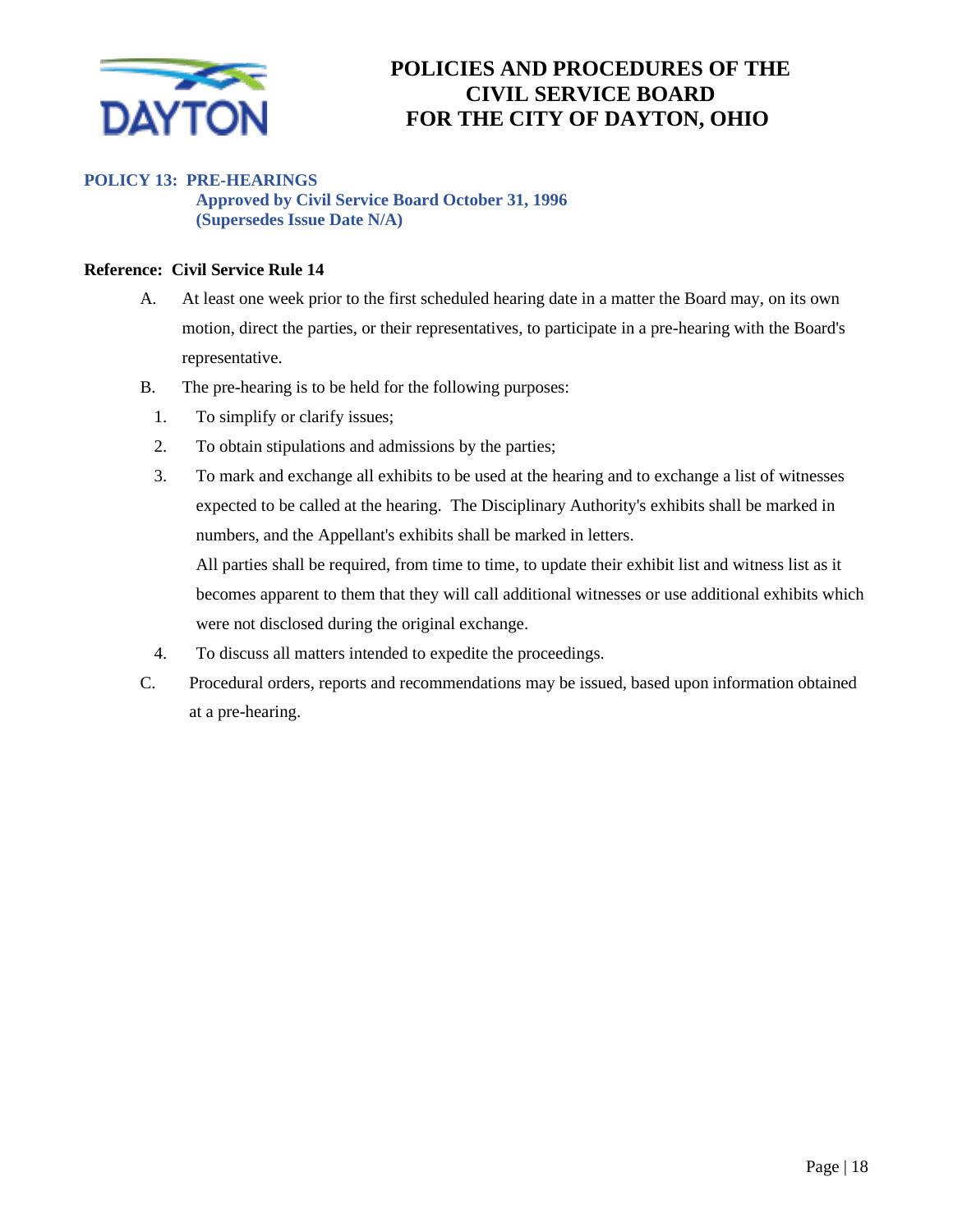# POLICIES AND PROCEDURES OF THE CIVIL SERVICE BOARD FOR THE CITY OF DAYTON, OHIO

## POLICY 13: PRE-HEARINGS

**Approved by Civil Service Board October 31, 1996**
**(Supersedes Issue Date N/A)**

**Reference: Civil Service Rule 14**

A. At least one week prior to the first scheduled hearing date in a matter the Board may, on its own motion, direct the parties, or their representatives, to participate in a pre-hearing with the Board's representative.

B. The pre-hearing is to be held for the following purposes:

1. To simplify or clarify issues;
2. To obtain stipulations and admissions by the parties;
3. To mark and exchange all exhibits to be used at the hearing and to exchange a list of witnesses expected to be called at the hearing. The Disciplinary Authority's exhibits shall be marked in numbers, and the Appellant's exhibits shall be marked in letters.

   All parties shall be required, from time to time, to update their exhibit list and witness list as it becomes apparent to them that they will call additional witnesses or use additional exhibits which were not disclosed during the original exchange.
4. To discuss all matters intended to expedite the proceedings.

C. Procedural orders, reports and recommendations may be issued, based upon information obtained at a pre-hearing.